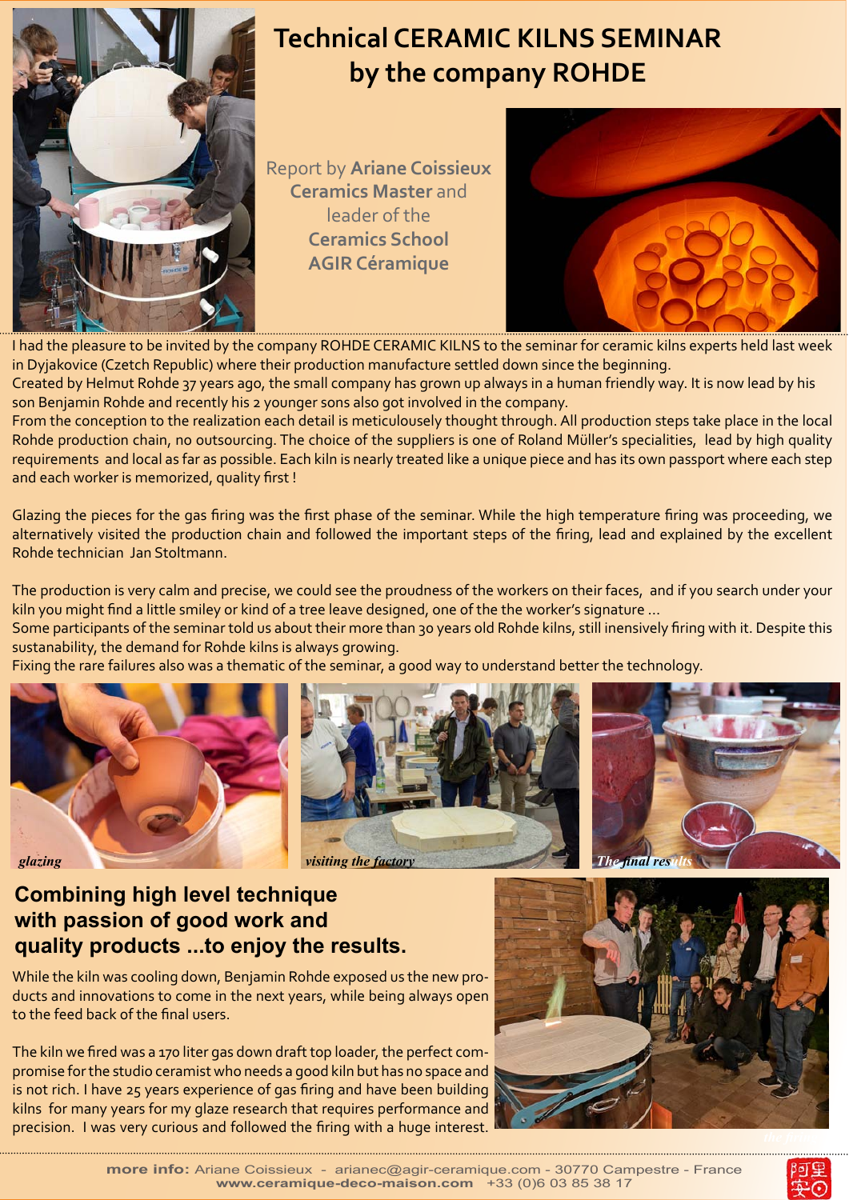# Technical CERAMIC KILNS SEMINAR by the company ROHDE

Report by **Ariane Coissieux** **Ceramics Master** and leader of the **Ceramics School** **AGIR Céramique**

I had the pleasure to be invited by the company ROHDE CERAMIC KILNS to the seminar for ceramic kilns experts held last week in Dyjakovice (Czetch Republic) where their production manufacture settled down since the beginning.
Created by Helmut Rohde 37 years ago, the small company has grown up always in a human friendly way. It is now lead by his son Benjamin Rohde and recently his 2 younger sons also got involved in the company.
From the conception to the realization each detail is meticulously thought through. All production steps take place in the local Rohde production chain, no outsourcing. The choice of the suppliers is one of Roland Müller's specialities, lead by high quality requirements and local as far as possible. Each kiln is nearly treated like a unique piece and has its own passport where each step and each worker is memorized, quality first !

Glazing the pieces for the gas firing was the first phase of the seminar. While the high temperature firing was proceeding, we alternatively visited the production chain and followed the important steps of the firing, lead and explained by the excellent Rohde technician Jan Stoltmann.

The production is very calm and precise, we could see the proudness of the workers on their faces, and if you search under your kiln you might find a little smiley or kind of a tree leave designed, one of the the worker's signature ...
Some participants of the seminar told us about their more than 30 years old Rohde kilns, still inensively firing with it. Despite this sustanability, the demand for Rohde kilns is always growing.
Fixing the rare failures also was a thematic of the seminar, a good way to understand better the technology.

*glazing*

*visiting the factory*

*The final results*

## Combining high level technique with passion of good work and quality products ...to enjoy the results.

While the kiln was cooling down, Benjamin Rohde exposed us the new products and innovations to come in the next years, while being always open to the feed back of the final users.

The kiln we fired was a 170 liter gas down draft top loader, the perfect compromise for the studio ceramist who needs a good kiln but has no space and is not rich. I have 25 years experience of gas firing and have been building kilns for many years for my glaze research that requires performance and precision. I was very curious and followed the firing with a huge interest.

**more info:** Ariane Coissieux - arianec@agir-ceramique.com - 30770 Campestre - France
**www.ceramique-deco-maison.com** +33 (0)6 03 85 38 17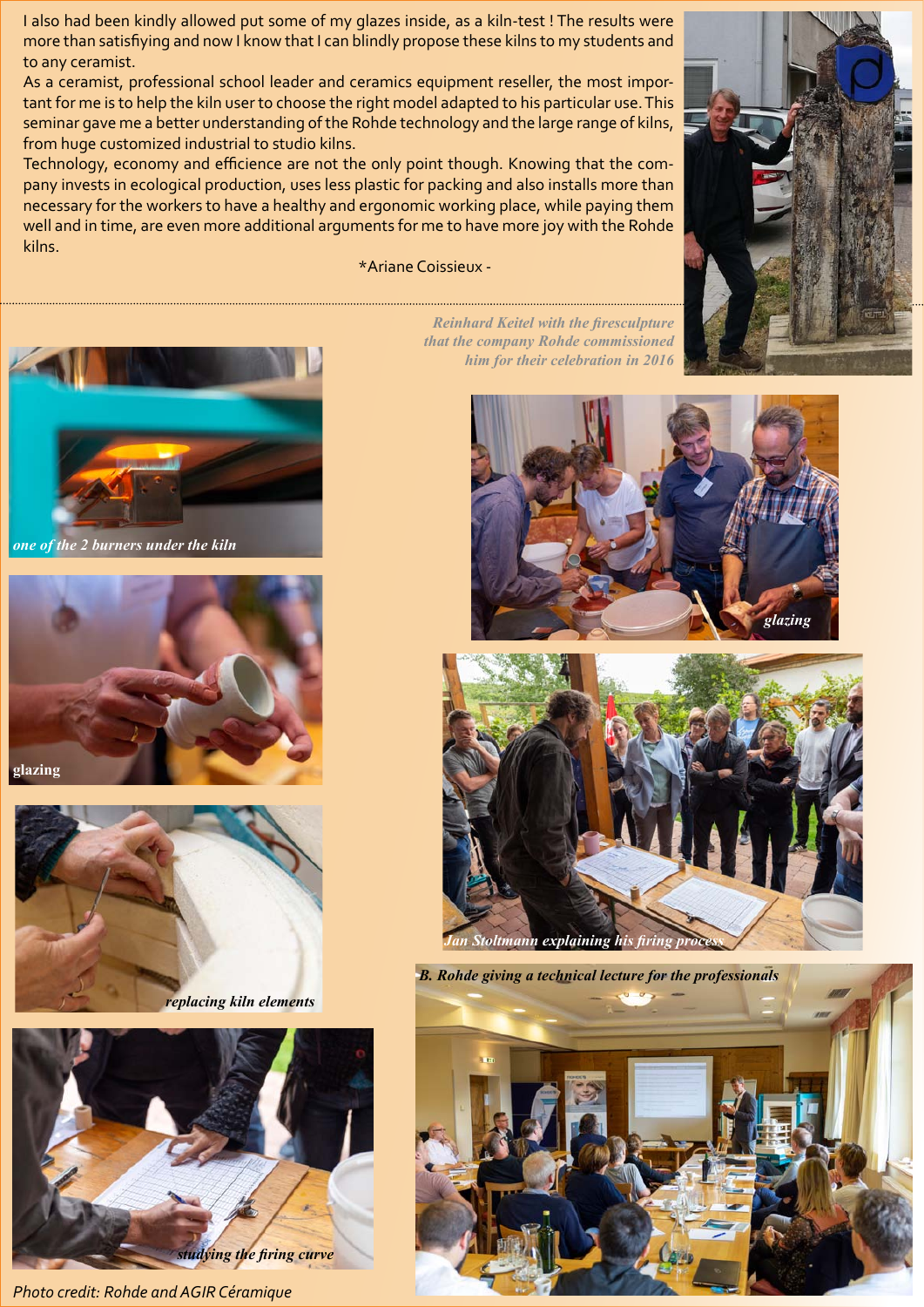I also had been kindly allowed put some of my glazes inside, as a kiln-test ! The results were more than satisfiying and now I know that I can blindly propose these kilns to my students and to any ceramist.

As a ceramist, professional school leader and ceramics equipment reseller, the most important for me is to help the kiln user to choose the right model adapted to his particular use. This seminar gave me a better understanding of the Rohde technology and the large range of kilns, from huge customized industrial to studio kilns.

Technology, economy and efficience are not the only point though. Knowing that the company invests in ecological production, uses less plastic for packing and also installs more than necessary for the workers to have a healthy and ergonomic working place, while paying them well and in time, are even more additional arguments for me to have more joy with the Rohde kilns.

*Ariane Coissieux -

*Reinhard Keitel with the firesculpture that the company Rohde commissioned him for their celebration in 2016*

*one of the 2 burners under the kiln*

*glazing*

**glazing**

*replacing kiln elements*

*Jan Stoltmann explaining his firing process*

*B. Rohde giving a technical lecture for the professionals*

*studying the firing curve*

*Photo credit: Rohde and AGIR Céramique*